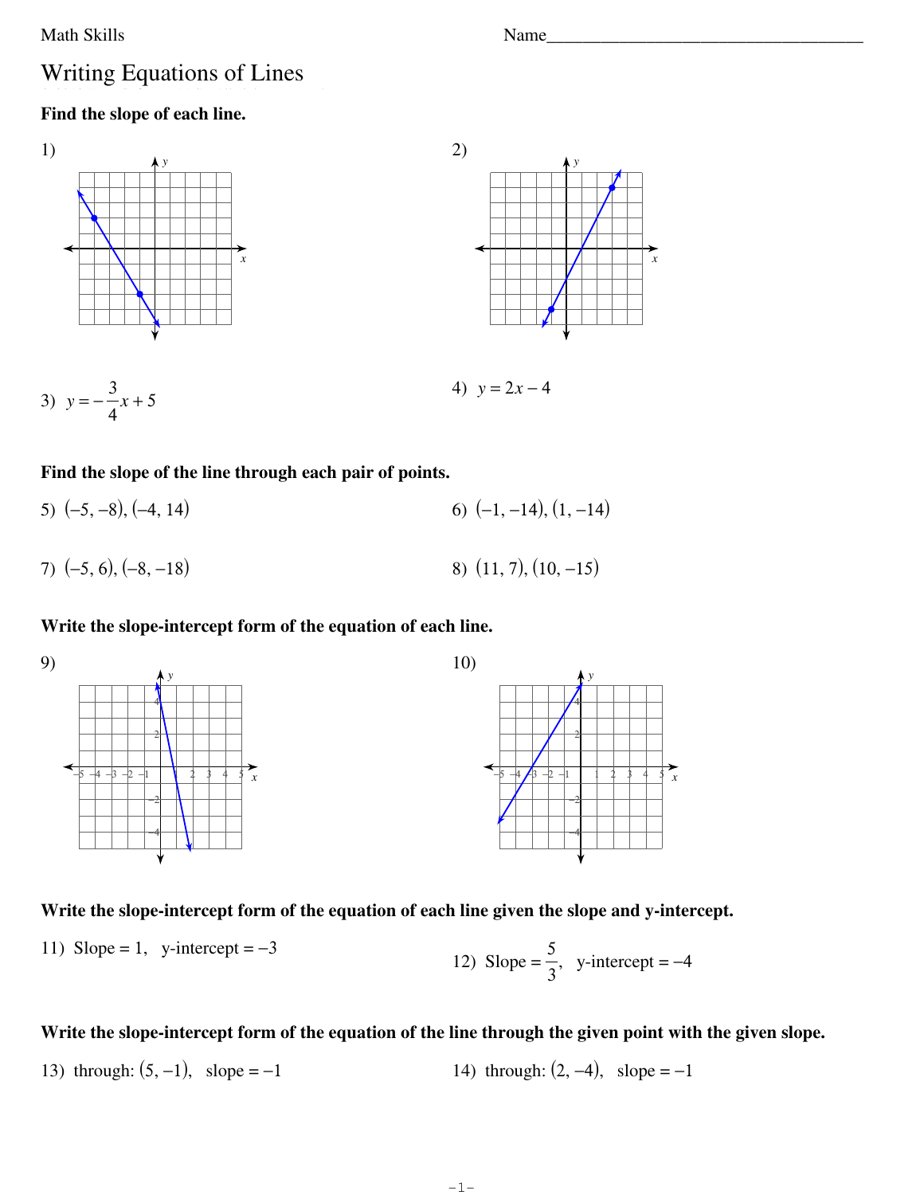Math Skills

Name____________________________________

# Writing Equations of Lines

**Find the slope of each line.**

1)

2)

3) $y = -\frac{3}{4}x + 5$

4) $y = 2x - 4$

**Find the slope of the line through each pair of points.**

5) $(-5, -8), (-4, 14)$

6) $(-1, -14), (1, -14)$

7) $(-5, 6), (-8, -18)$

8) $(11, 7), (10, -15)$

**Write the slope-intercept form of the equation of each line.**

9)

10)

**Write the slope-intercept form of the equation of each line given the slope and y-intercept.**

11) Slope = 1, y-intercept = $-3$

12) Slope = $\frac{5}{3}$, y-intercept = $-4$

**Write the slope-intercept form of the equation of the line through the given point with the given slope.**

13) through: $(5, -1)$, slope = $-1$

14) through: $(2, -4)$, slope = $-1$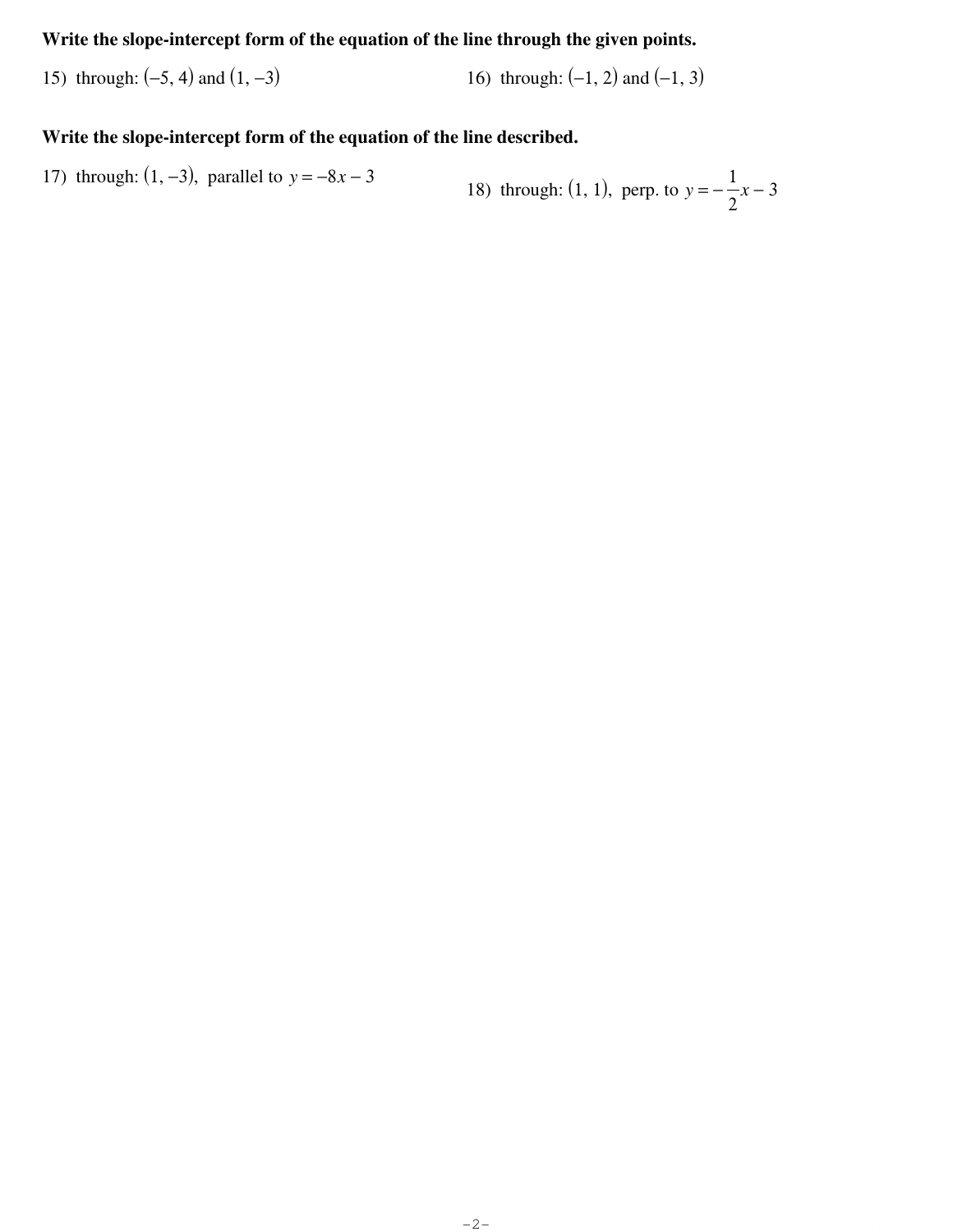**Write the slope-intercept form of the equation of the line through the given points.**

15) through: $(-5, 4)$ and $(1, -3)$

16) through: $(-1, 2)$ and $(-1, 3)$

**Write the slope-intercept form of the equation of the line described.**

17) through: $(1, -3)$, parallel to $y = -8x - 3$

18) through: $(1, 1)$, perp. to $y = -\frac{1}{2}x - 3$